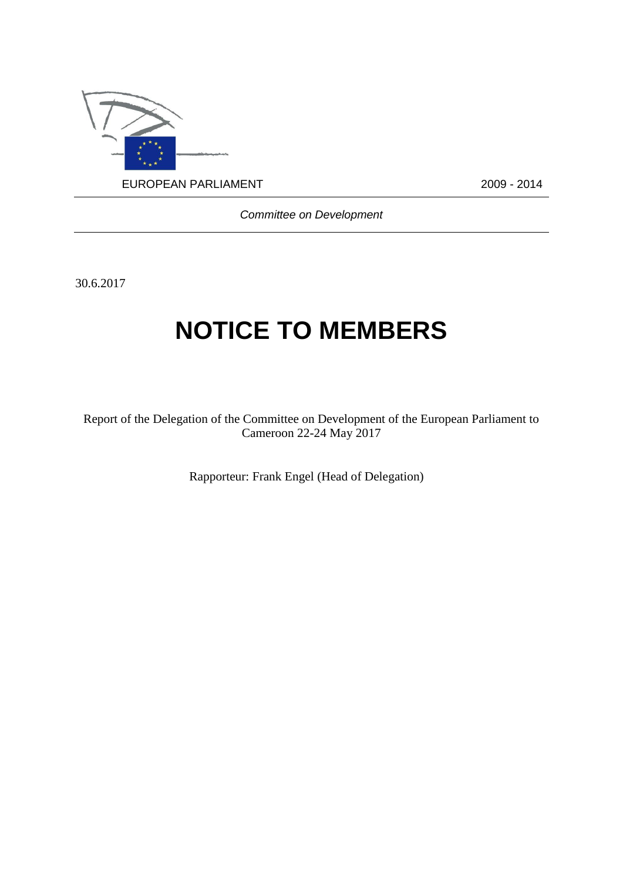EUROPEAN PARLIAMENT 2009 - 2014

*Committee on Development*

30.6.2017

# NOTICE TO MEMBERS

Report of the Delegation of the Committee on Development of the European Parliament to Cameroon 22-24 May 2017

Rapporteur: Frank Engel (Head of Delegation)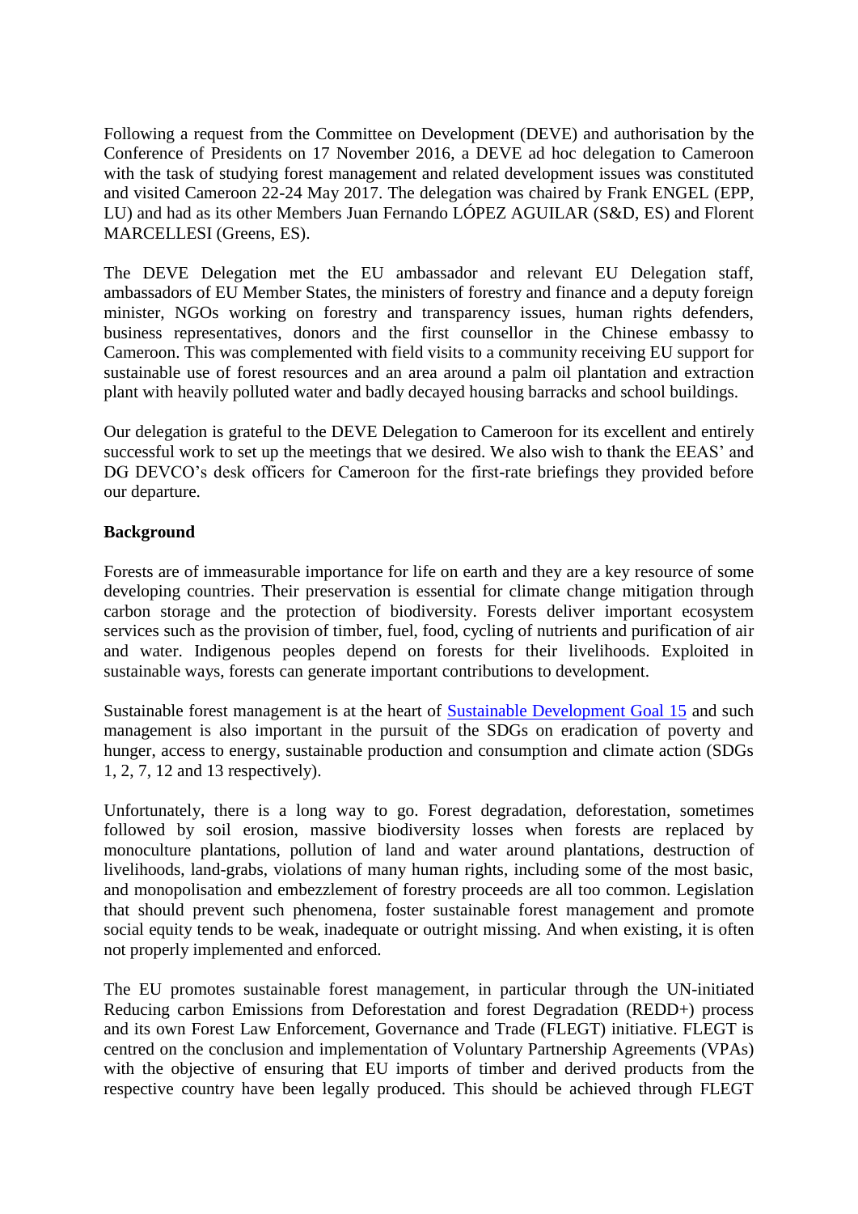Following a request from the Committee on Development (DEVE) and authorisation by the Conference of Presidents on 17 November 2016, a DEVE ad hoc delegation to Cameroon with the task of studying forest management and related development issues was constituted and visited Cameroon 22-24 May 2017. The delegation was chaired by Frank ENGEL (EPP, LU) and had as its other Members Juan Fernando LÓPEZ AGUILAR (S&D, ES) and Florent MARCELLESI (Greens, ES).

The DEVE Delegation met the EU ambassador and relevant EU Delegation staff, ambassadors of EU Member States, the ministers of forestry and finance and a deputy foreign minister, NGOs working on forestry and transparency issues, human rights defenders, business representatives, donors and the first counsellor in the Chinese embassy to Cameroon. This was complemented with field visits to a community receiving EU support for sustainable use of forest resources and an area around a palm oil plantation and extraction plant with heavily polluted water and badly decayed housing barracks and school buildings.

Our delegation is grateful to the DEVE Delegation to Cameroon for its excellent and entirely successful work to set up the meetings that we desired. We also wish to thank the EEAS' and DG DEVCO's desk officers for Cameroon for the first-rate briefings they provided before our departure.

**Background**

Forests are of immeasurable importance for life on earth and they are a key resource of some developing countries. Their preservation is essential for climate change mitigation through carbon storage and the protection of biodiversity. Forests deliver important ecosystem services such as the provision of timber, fuel, food, cycling of nutrients and purification of air and water. Indigenous peoples depend on forests for their livelihoods. Exploited in sustainable ways, forests can generate important contributions to development.

Sustainable forest management is at the heart of Sustainable Development Goal 15 and such management is also important in the pursuit of the SDGs on eradication of poverty and hunger, access to energy, sustainable production and consumption and climate action (SDGs 1, 2, 7, 12 and 13 respectively).

Unfortunately, there is a long way to go. Forest degradation, deforestation, sometimes followed by soil erosion, massive biodiversity losses when forests are replaced by monoculture plantations, pollution of land and water around plantations, destruction of livelihoods, land-grabs, violations of many human rights, including some of the most basic, and monopolisation and embezzlement of forestry proceeds are all too common. Legislation that should prevent such phenomena, foster sustainable forest management and promote social equity tends to be weak, inadequate or outright missing. And when existing, it is often not properly implemented and enforced.

The EU promotes sustainable forest management, in particular through the UN-initiated Reducing carbon Emissions from Deforestation and forest Degradation (REDD+) process and its own Forest Law Enforcement, Governance and Trade (FLEGT) initiative. FLEGT is centred on the conclusion and implementation of Voluntary Partnership Agreements (VPAs) with the objective of ensuring that EU imports of timber and derived products from the respective country have been legally produced. This should be achieved through FLEGT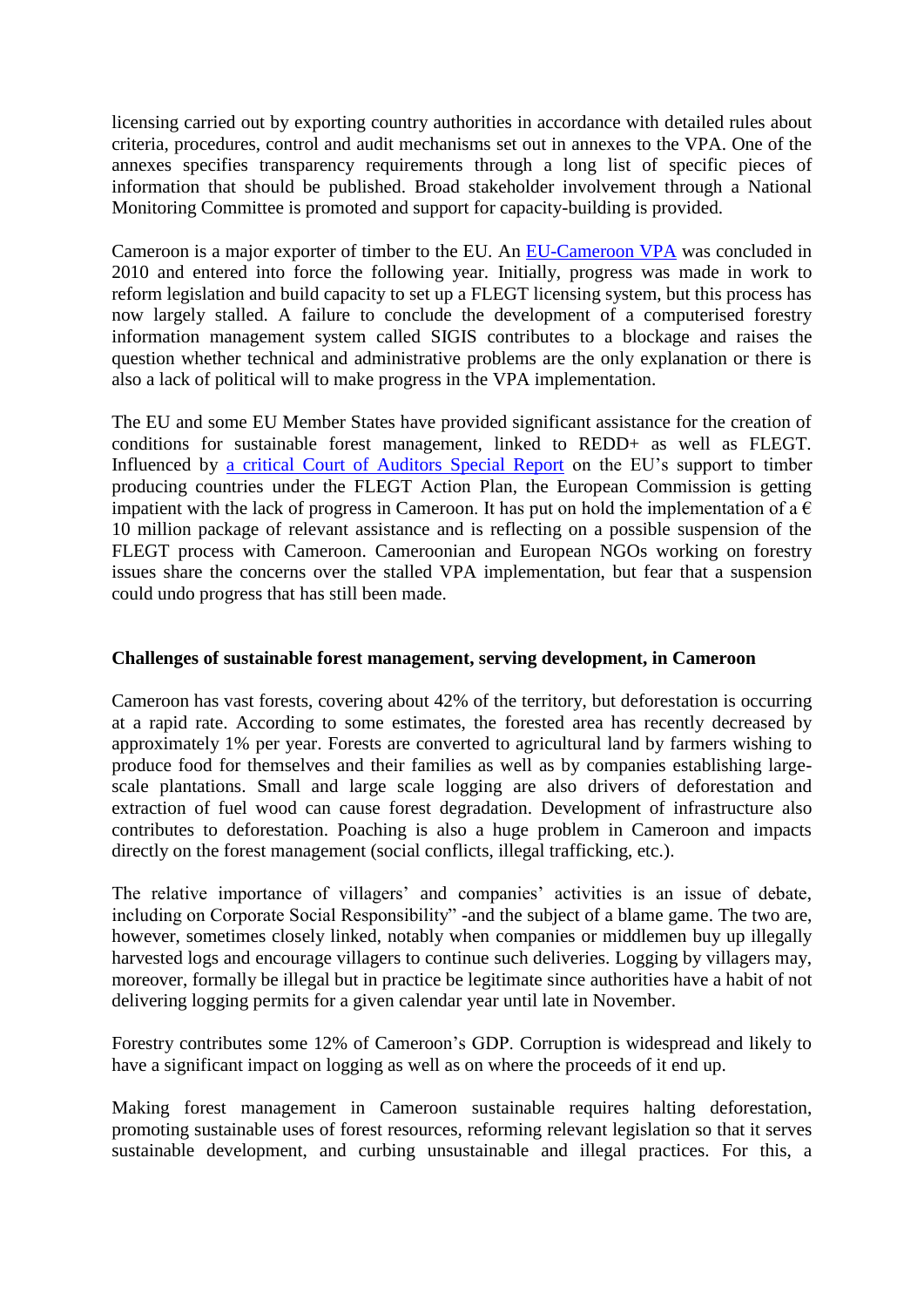licensing carried out by exporting country authorities in accordance with detailed rules about criteria, procedures, control and audit mechanisms set out in annexes to the VPA. One of the annexes specifies transparency requirements through a long list of specific pieces of information that should be published. Broad stakeholder involvement through a National Monitoring Committee is promoted and support for capacity-building is provided.

Cameroon is a major exporter of timber to the EU. An EU-Cameroon VPA was concluded in 2010 and entered into force the following year. Initially, progress was made in work to reform legislation and build capacity to set up a FLEGT licensing system, but this process has now largely stalled. A failure to conclude the development of a computerised forestry information management system called SIGIS contributes to a blockage and raises the question whether technical and administrative problems are the only explanation or there is also a lack of political will to make progress in the VPA implementation.

The EU and some EU Member States have provided significant assistance for the creation of conditions for sustainable forest management, linked to REDD+ as well as FLEGT. Influenced by a critical Court of Auditors Special Report on the EU's support to timber producing countries under the FLEGT Action Plan, the European Commission is getting impatient with the lack of progress in Cameroon. It has put on hold the implementation of a € 10 million package of relevant assistance and is reflecting on a possible suspension of the FLEGT process with Cameroon. Cameroonian and European NGOs working on forestry issues share the concerns over the stalled VPA implementation, but fear that a suspension could undo progress that has still been made.

## Challenges of sustainable forest management, serving development, in Cameroon

Cameroon has vast forests, covering about 42% of the territory, but deforestation is occurring at a rapid rate. According to some estimates, the forested area has recently decreased by approximately 1% per year. Forests are converted to agricultural land by farmers wishing to produce food for themselves and their families as well as by companies establishing large-scale plantations. Small and large scale logging are also drivers of deforestation and extraction of fuel wood can cause forest degradation. Development of infrastructure also contributes to deforestation. Poaching is also a huge problem in Cameroon and impacts directly on the forest management (social conflicts, illegal trafficking, etc.).

The relative importance of villagers' and companies' activities is an issue of debate, including on Corporate Social Responsibility" -and the subject of a blame game. The two are, however, sometimes closely linked, notably when companies or middlemen buy up illegally harvested logs and encourage villagers to continue such deliveries. Logging by villagers may, moreover, formally be illegal but in practice be legitimate since authorities have a habit of not delivering logging permits for a given calendar year until late in November.

Forestry contributes some 12% of Cameroon's GDP. Corruption is widespread and likely to have a significant impact on logging as well as on where the proceeds of it end up.

Making forest management in Cameroon sustainable requires halting deforestation, promoting sustainable uses of forest resources, reforming relevant legislation so that it serves sustainable development, and curbing unsustainable and illegal practices. For this, a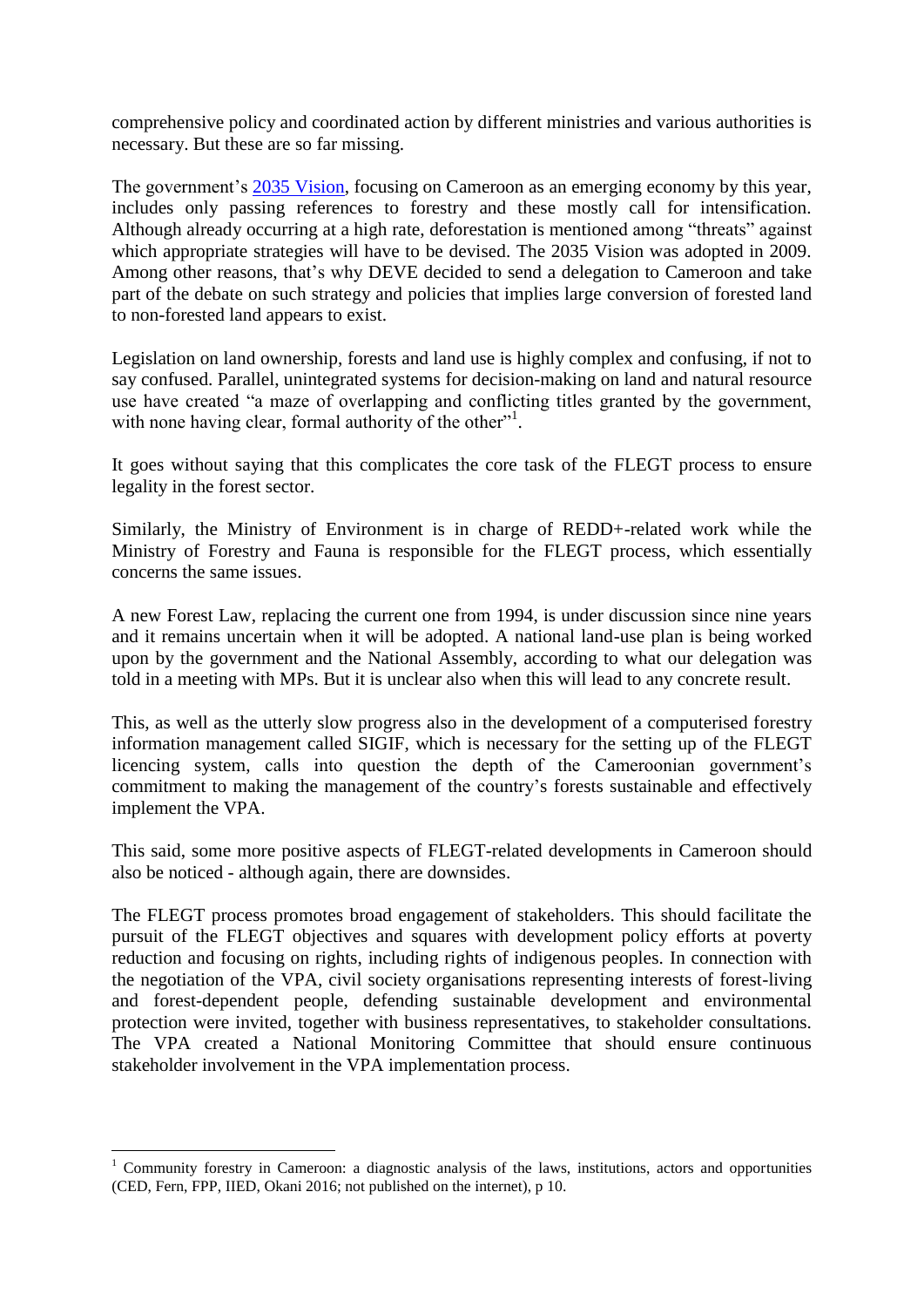comprehensive policy and coordinated action by different ministries and various authorities is necessary. But these are so far missing.

The government's [2035 Vision](), focusing on Cameroon as an emerging economy by this year, includes only passing references to forestry and these mostly call for intensification. Although already occurring at a high rate, deforestation is mentioned among "threats" against which appropriate strategies will have to be devised. The 2035 Vision was adopted in 2009. Among other reasons, that's why DEVE decided to send a delegation to Cameroon and take part of the debate on such strategy and policies that implies large conversion of forested land to non-forested land appears to exist.

Legislation on land ownership, forests and land use is highly complex and confusing, if not to say confused. Parallel, unintegrated systems for decision-making on land and natural resource use have created "a maze of overlapping and conflicting titles granted by the government, with none having clear, formal authority of the other"[1].

It goes without saying that this complicates the core task of the FLEGT process to ensure legality in the forest sector.

Similarly, the Ministry of Environment is in charge of REDD+-related work while the Ministry of Forestry and Fauna is responsible for the FLEGT process, which essentially concerns the same issues.

A new Forest Law, replacing the current one from 1994, is under discussion since nine years and it remains uncertain when it will be adopted. A national land-use plan is being worked upon by the government and the National Assembly, according to what our delegation was told in a meeting with MPs. But it is unclear also when this will lead to any concrete result.

This, as well as the utterly slow progress also in the development of a computerised forestry information management called SIGIF, which is necessary for the setting up of the FLEGT licencing system, calls into question the depth of the Cameroonian government's commitment to making the management of the country's forests sustainable and effectively implement the VPA.

This said, some more positive aspects of FLEGT-related developments in Cameroon should also be noticed - although again, there are downsides.

The FLEGT process promotes broad engagement of stakeholders. This should facilitate the pursuit of the FLEGT objectives and squares with development policy efforts at poverty reduction and focusing on rights, including rights of indigenous peoples. In connection with the negotiation of the VPA, civil society organisations representing interests of forest-living and forest-dependent people, defending sustainable development and environmental protection were invited, together with business representatives, to stakeholder consultations. The VPA created a National Monitoring Committee that should ensure continuous stakeholder involvement in the VPA implementation process.

---

[1] Community forestry in Cameroon: a diagnostic analysis of the laws, institutions, actors and opportunities (CED, Fern, FPP, IIED, Okani 2016; not published on the internet), p 10.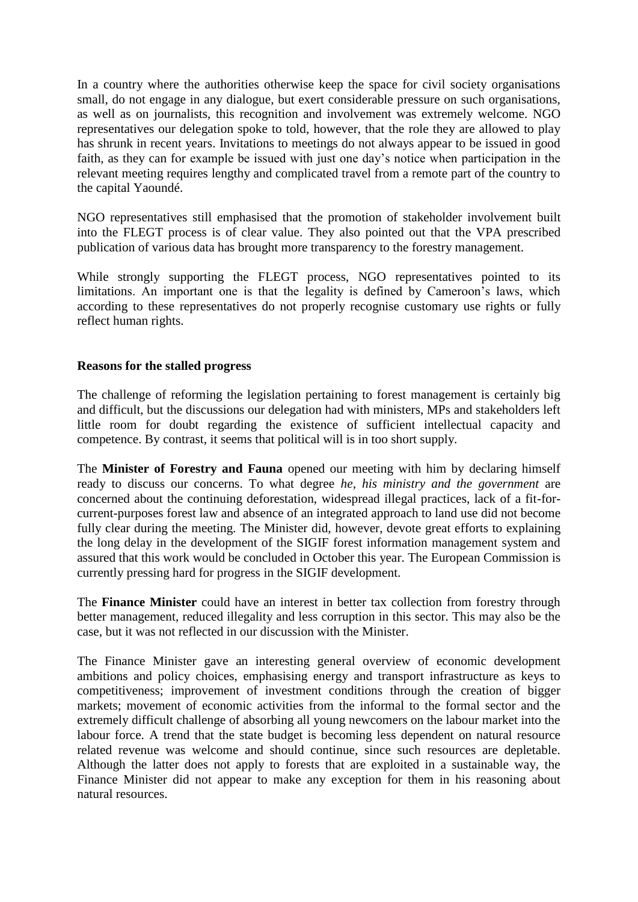In a country where the authorities otherwise keep the space for civil society organisations small, do not engage in any dialogue, but exert considerable pressure on such organisations, as well as on journalists, this recognition and involvement was extremely welcome. NGO representatives our delegation spoke to told, however, that the role they are allowed to play has shrunk in recent years. Invitations to meetings do not always appear to be issued in good faith, as they can for example be issued with just one day's notice when participation in the relevant meeting requires lengthy and complicated travel from a remote part of the country to the capital Yaoundé.

NGO representatives still emphasised that the promotion of stakeholder involvement built into the FLEGT process is of clear value. They also pointed out that the VPA prescribed publication of various data has brought more transparency to the forestry management.

While strongly supporting the FLEGT process, NGO representatives pointed to its limitations. An important one is that the legality is defined by Cameroon's laws, which according to these representatives do not properly recognise customary use rights or fully reflect human rights.

**Reasons for the stalled progress**

The challenge of reforming the legislation pertaining to forest management is certainly big and difficult, but the discussions our delegation had with ministers, MPs and stakeholders left little room for doubt regarding the existence of sufficient intellectual capacity and competence. By contrast, it seems that political will is in too short supply.

The **Minister of Forestry and Fauna** opened our meeting with him by declaring himself ready to discuss our concerns. To what degree *he, his ministry and the government* are concerned about the continuing deforestation, widespread illegal practices, lack of a fit-for-current-purposes forest law and absence of an integrated approach to land use did not become fully clear during the meeting. The Minister did, however, devote great efforts to explaining the long delay in the development of the SIGIF forest information management system and assured that this work would be concluded in October this year. The European Commission is currently pressing hard for progress in the SIGIF development.

The **Finance Minister** could have an interest in better tax collection from forestry through better management, reduced illegality and less corruption in this sector. This may also be the case, but it was not reflected in our discussion with the Minister.

The Finance Minister gave an interesting general overview of economic development ambitions and policy choices, emphasising energy and transport infrastructure as keys to competitiveness; improvement of investment conditions through the creation of bigger markets; movement of economic activities from the informal to the formal sector and the extremely difficult challenge of absorbing all young newcomers on the labour market into the labour force. A trend that the state budget is becoming less dependent on natural resource related revenue was welcome and should continue, since such resources are depletable. Although the latter does not apply to forests that are exploited in a sustainable way, the Finance Minister did not appear to make any exception for them in his reasoning about natural resources.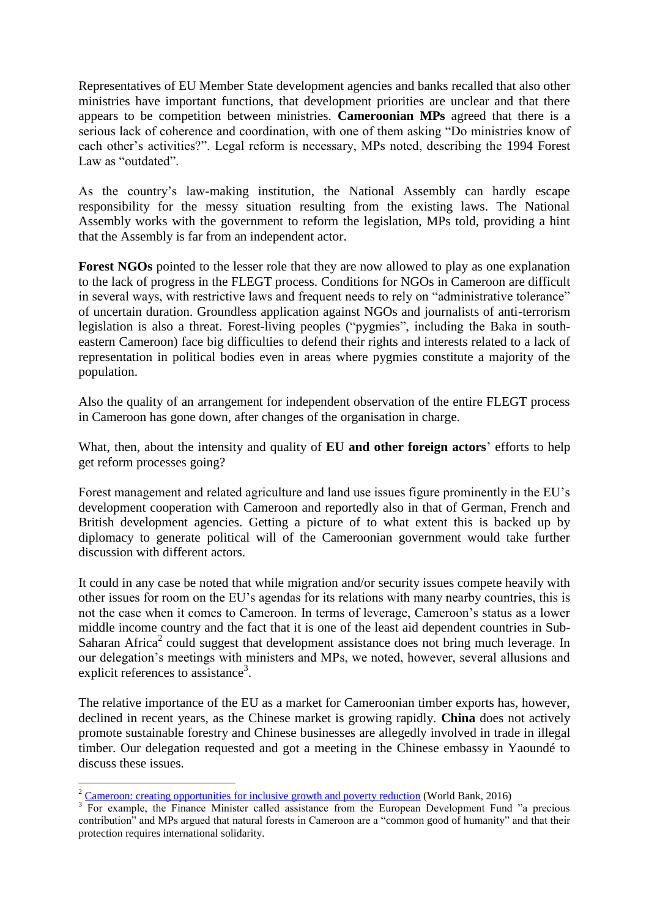Representatives of EU Member State development agencies and banks recalled that also other ministries have important functions, that development priorities are unclear and that there appears to be competition between ministries. **Cameroonian MPs** agreed that there is a serious lack of coherence and coordination, with one of them asking "Do ministries know of each other's activities?". Legal reform is necessary, MPs noted, describing the 1994 Forest Law as "outdated".

As the country's law-making institution, the National Assembly can hardly escape responsibility for the messy situation resulting from the existing laws. The National Assembly works with the government to reform the legislation, MPs told, providing a hint that the Assembly is far from an independent actor.

**Forest NGOs** pointed to the lesser role that they are now allowed to play as one explanation to the lack of progress in the FLEGT process. Conditions for NGOs in Cameroon are difficult in several ways, with restrictive laws and frequent needs to rely on "administrative tolerance" of uncertain duration. Groundless application against NGOs and journalists of anti-terrorism legislation is also a threat. Forest-living peoples ("pygmies", including the Baka in south-eastern Cameroon) face big difficulties to defend their rights and interests related to a lack of representation in political bodies even in areas where pygmies constitute a majority of the population.

Also the quality of an arrangement for independent observation of the entire FLEGT process in Cameroon has gone down, after changes of the organisation in charge.

What, then, about the intensity and quality of **EU and other foreign actors**' efforts to help get reform processes going?

Forest management and related agriculture and land use issues figure prominently in the EU's development cooperation with Cameroon and reportedly also in that of German, French and British development agencies. Getting a picture of to what extent this is backed up by diplomacy to generate political will of the Cameroonian government would take further discussion with different actors.

It could in any case be noted that while migration and/or security issues compete heavily with other issues for room on the EU's agendas for its relations with many nearby countries, this is not the case when it comes to Cameroon. In terms of leverage, Cameroon's status as a lower middle income country and the fact that it is one of the least aid dependent countries in Sub-Saharan Africa[2] could suggest that development assistance does not bring much leverage. In our delegation's meetings with ministers and MPs, we noted, however, several allusions and explicit references to assistance[3].

The relative importance of the EU as a market for Cameroonian timber exports has, however, declined in recent years, as the Chinese market is growing rapidly. **China** does not actively promote sustainable forestry and Chinese businesses are allegedly involved in trade in illegal timber. Our delegation requested and got a meeting in the Chinese embassy in Yaoundé to discuss these issues.

---

[2] Cameroon: creating opportunities for inclusive growth and poverty reduction (World Bank, 2016)

[3] For example, the Finance Minister called assistance from the European Development Fund "a precious contribution" and MPs argued that natural forests in Cameroon are a "common good of humanity" and that their protection requires international solidarity.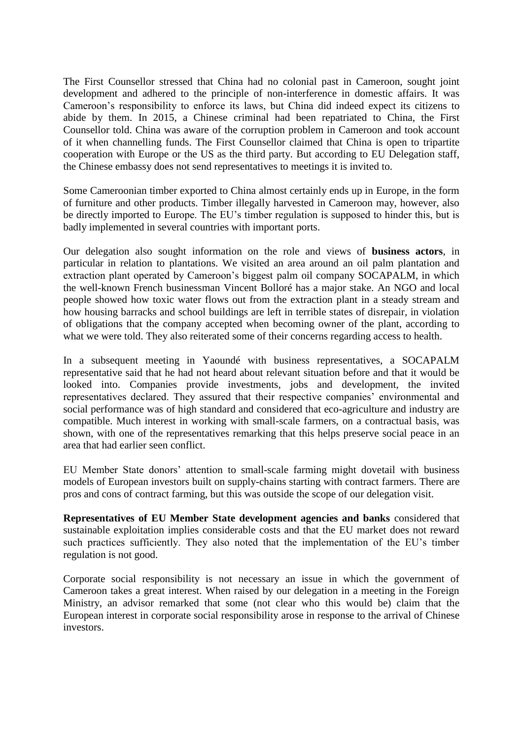The First Counsellor stressed that China had no colonial past in Cameroon, sought joint development and adhered to the principle of non-interference in domestic affairs. It was Cameroon's responsibility to enforce its laws, but China did indeed expect its citizens to abide by them. In 2015, a Chinese criminal had been repatriated to China, the First Counsellor told. China was aware of the corruption problem in Cameroon and took account of it when channelling funds. The First Counsellor claimed that China is open to tripartite cooperation with Europe or the US as the third party. But according to EU Delegation staff, the Chinese embassy does not send representatives to meetings it is invited to.

Some Cameroonian timber exported to China almost certainly ends up in Europe, in the form of furniture and other products. Timber illegally harvested in Cameroon may, however, also be directly imported to Europe. The EU's timber regulation is supposed to hinder this, but is badly implemented in several countries with important ports.

Our delegation also sought information on the role and views of **business actors**, in particular in relation to plantations. We visited an area around an oil palm plantation and extraction plant operated by Cameroon's biggest palm oil company SOCAPALM, in which the well-known French businessman Vincent Bolloré has a major stake. An NGO and local people showed how toxic water flows out from the extraction plant in a steady stream and how housing barracks and school buildings are left in terrible states of disrepair, in violation of obligations that the company accepted when becoming owner of the plant, according to what we were told. They also reiterated some of their concerns regarding access to health.

In a subsequent meeting in Yaoundé with business representatives, a SOCAPALM representative said that he had not heard about relevant situation before and that it would be looked into. Companies provide investments, jobs and development, the invited representatives declared. They assured that their respective companies' environmental and social performance was of high standard and considered that eco-agriculture and industry are compatible. Much interest in working with small-scale farmers, on a contractual basis, was shown, with one of the representatives remarking that this helps preserve social peace in an area that had earlier seen conflict.

EU Member State donors' attention to small-scale farming might dovetail with business models of European investors built on supply-chains starting with contract farmers. There are pros and cons of contract farming, but this was outside the scope of our delegation visit.

**Representatives of EU Member State development agencies and banks** considered that sustainable exploitation implies considerable costs and that the EU market does not reward such practices sufficiently. They also noted that the implementation of the EU's timber regulation is not good.

Corporate social responsibility is not necessary an issue in which the government of Cameroon takes a great interest. When raised by our delegation in a meeting in the Foreign Ministry, an advisor remarked that some (not clear who this would be) claim that the European interest in corporate social responsibility arose in response to the arrival of Chinese investors.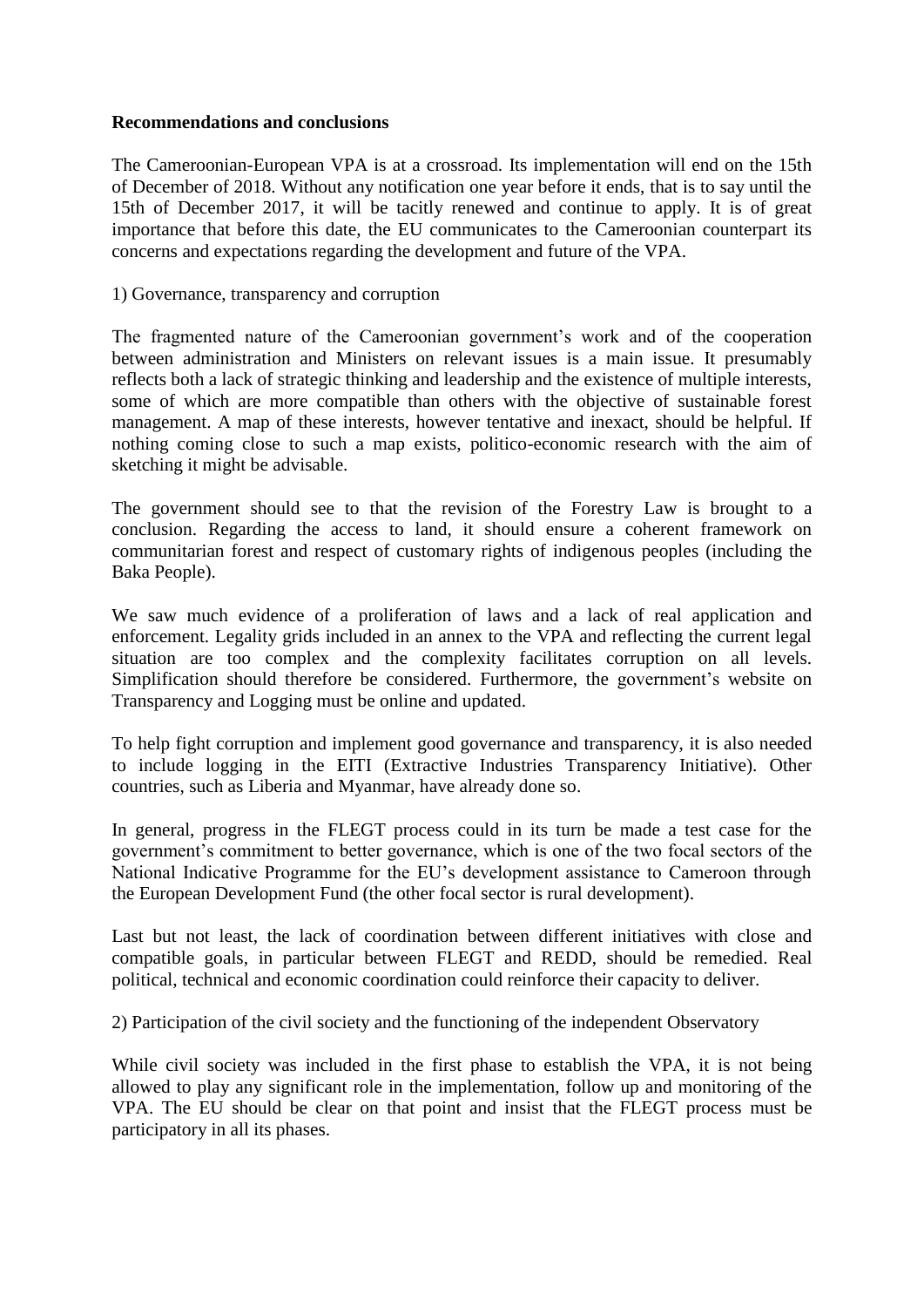**Recommendations and conclusions**

The Cameroonian-European VPA is at a crossroad. Its implementation will end on the 15th of December of 2018. Without any notification one year before it ends, that is to say until the 15th of December 2017, it will be tacitly renewed and continue to apply. It is of great importance that before this date, the EU communicates to the Cameroonian counterpart its concerns and expectations regarding the development and future of the VPA.

1) Governance, transparency and corruption

The fragmented nature of the Cameroonian government's work and of the cooperation between administration and Ministers on relevant issues is a main issue. It presumably reflects both a lack of strategic thinking and leadership and the existence of multiple interests, some of which are more compatible than others with the objective of sustainable forest management. A map of these interests, however tentative and inexact, should be helpful. If nothing coming close to such a map exists, politico-economic research with the aim of sketching it might be advisable.

The government should see to that the revision of the Forestry Law is brought to a conclusion. Regarding the access to land, it should ensure a coherent framework on communitarian forest and respect of customary rights of indigenous peoples (including the Baka People).

We saw much evidence of a proliferation of laws and a lack of real application and enforcement. Legality grids included in an annex to the VPA and reflecting the current legal situation are too complex and the complexity facilitates corruption on all levels. Simplification should therefore be considered. Furthermore, the government's website on Transparency and Logging must be online and updated.

To help fight corruption and implement good governance and transparency, it is also needed to include logging in the EITI (Extractive Industries Transparency Initiative). Other countries, such as Liberia and Myanmar, have already done so.

In general, progress in the FLEGT process could in its turn be made a test case for the government's commitment to better governance, which is one of the two focal sectors of the National Indicative Programme for the EU's development assistance to Cameroon through the European Development Fund (the other focal sector is rural development).

Last but not least, the lack of coordination between different initiatives with close and compatible goals, in particular between FLEGT and REDD, should be remedied. Real political, technical and economic coordination could reinforce their capacity to deliver.

2) Participation of the civil society and the functioning of the independent Observatory

While civil society was included in the first phase to establish the VPA, it is not being allowed to play any significant role in the implementation, follow up and monitoring of the VPA. The EU should be clear on that point and insist that the FLEGT process must be participatory in all its phases.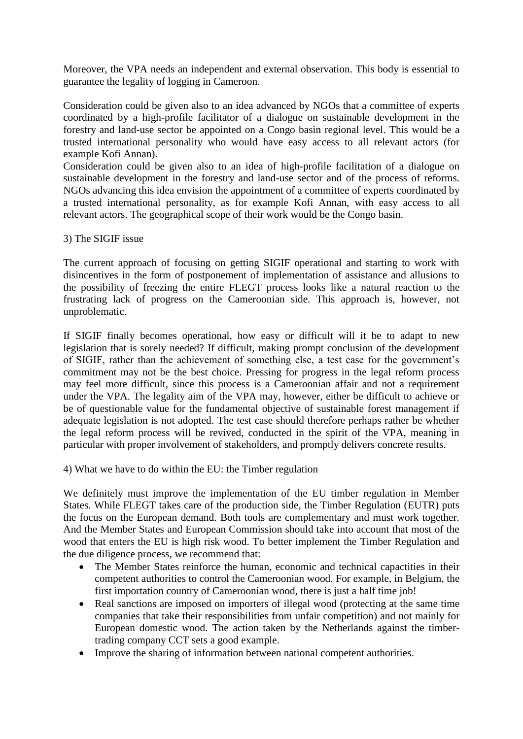Moreover, the VPA needs an independent and external observation. This body is essential to guarantee the legality of logging in Cameroon.

Consideration could be given also to an idea advanced by NGOs that a committee of experts coordinated by a high-profile facilitator of a dialogue on sustainable development in the forestry and land-use sector be appointed on a Congo basin regional level. This would be a trusted international personality who would have easy access to all relevant actors (for example Kofi Annan).

Consideration could be given also to an idea of high-profile facilitation of a dialogue on sustainable development in the forestry and land-use sector and of the process of reforms. NGOs advancing this idea envision the appointment of a committee of experts coordinated by a trusted international personality, as for example Kofi Annan, with easy access to all relevant actors. The geographical scope of their work would be the Congo basin.

3) The SIGIF issue

The current approach of focusing on getting SIGIF operational and starting to work with disincentives in the form of postponement of implementation of assistance and allusions to the possibility of freezing the entire FLEGT process looks like a natural reaction to the frustrating lack of progress on the Cameroonian side. This approach is, however, not unproblematic.

If SIGIF finally becomes operational, how easy or difficult will it be to adapt to new legislation that is sorely needed? If difficult, making prompt conclusion of the development of SIGIF, rather than the achievement of something else, a test case for the government's commitment may not be the best choice. Pressing for progress in the legal reform process may feel more difficult, since this process is a Cameroonian affair and not a requirement under the VPA. The legality aim of the VPA may, however, either be difficult to achieve or be of questionable value for the fundamental objective of sustainable forest management if adequate legislation is not adopted. The test case should therefore perhaps rather be whether the legal reform process will be revived, conducted in the spirit of the VPA, meaning in particular with proper involvement of stakeholders, and promptly delivers concrete results.

4) What we have to do within the EU: the Timber regulation

We definitely must improve the implementation of the EU timber regulation in Member States. While FLEGT takes care of the production side, the Timber Regulation (EUTR) puts the focus on the European demand. Both tools are complementary and must work together. And the Member States and European Commission should take into account that most of the wood that enters the EU is high risk wood. To better implement the Timber Regulation and the due diligence process, we recommend that:

- The Member States reinforce the human, economic and technical capactities in their competent authorities to control the Cameroonian wood. For example, in Belgium, the first importation country of Cameroonian wood, there is just a half time job!
- Real sanctions are imposed on importers of illegal wood (protecting at the same time companies that take their responsibilities from unfair competition) and not mainly for European domestic wood. The action taken by the Netherlands against the timber-trading company CCT sets a good example.
- Improve the sharing of information between national competent authorities.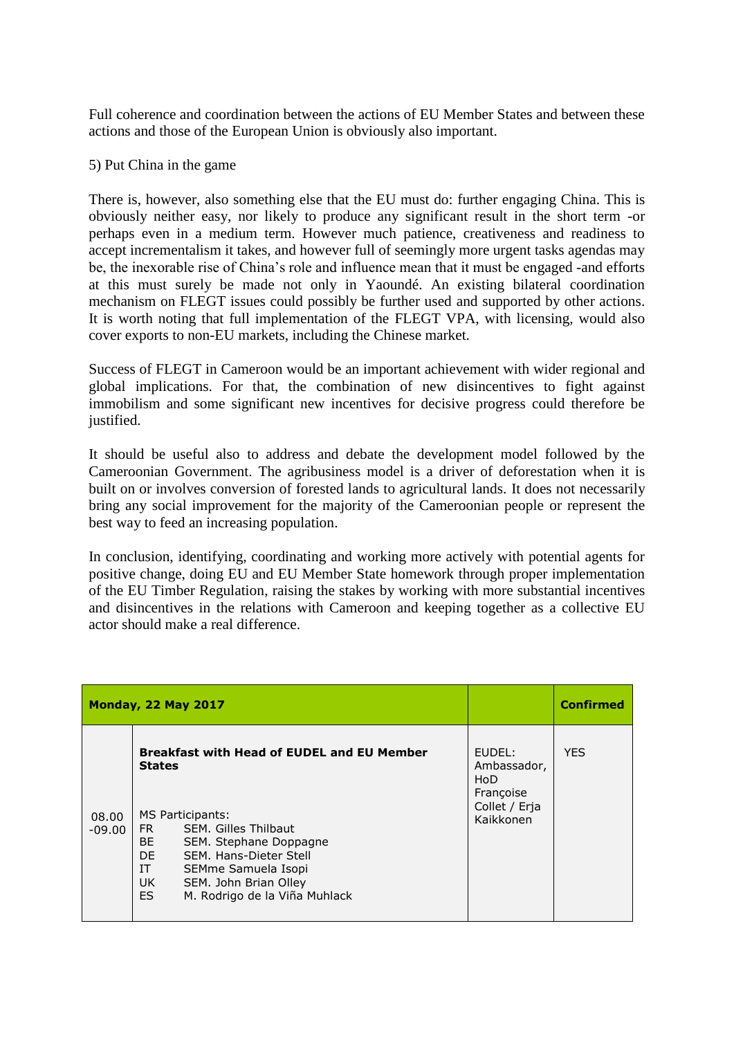Full coherence and coordination between the actions of EU Member States and between these actions and those of the European Union is obviously also important.

5) Put China in the game

There is, however, also something else that the EU must do: further engaging China. This is obviously neither easy, nor likely to produce any significant result in the short term -or perhaps even in a medium term. However much patience, creativeness and readiness to accept incrementalism it takes, and however full of seemingly more urgent tasks agendas may be, the inexorable rise of China's role and influence mean that it must be engaged -and efforts at this must surely be made not only in Yaoundé. An existing bilateral coordination mechanism on FLEGT issues could possibly be further used and supported by other actions. It is worth noting that full implementation of the FLEGT VPA, with licensing, would also cover exports to non-EU markets, including the Chinese market.

Success of FLEGT in Cameroon would be an important achievement with wider regional and global implications. For that, the combination of new disincentives to fight against immobilism and some significant new incentives for decisive progress could therefore be justified.

It should be useful also to address and debate the development model followed by the Cameroonian Government. The agribusiness model is a driver of deforestation when it is built on or involves conversion of forested lands to agricultural lands. It does not necessarily bring any social improvement for the majority of the Cameroonian people or represent the best way to feed an increasing population.

In conclusion, identifying, coordinating and working more actively with potential agents for positive change, doing EU and EU Member State homework through proper implementation of the EU Timber Regulation, raising the stakes by working with more substantial incentives and disincentives in the relations with Cameroon and keeping together as a collective EU actor should make a real difference.

| **Monday, 22 May 2017** | | | **Confirmed** |
|---|---|---|---|
| 08.00 -09.00 | **Breakfast with Head of EUDEL and EU Member States**<br><br>MS Participants:<br>FR SEM. Gilles Thilbaut<br>BE SEM. Stephane Doppagne<br>DE SEM. Hans-Dieter Stell<br>IT SEMme Samuela Isopi<br>UK SEM. John Brian Olley<br>ES M. Rodrigo de la Viña Muhlack | EUDEL: Ambassador, HoD Françoise Collet / Erja Kaikkonen | YES |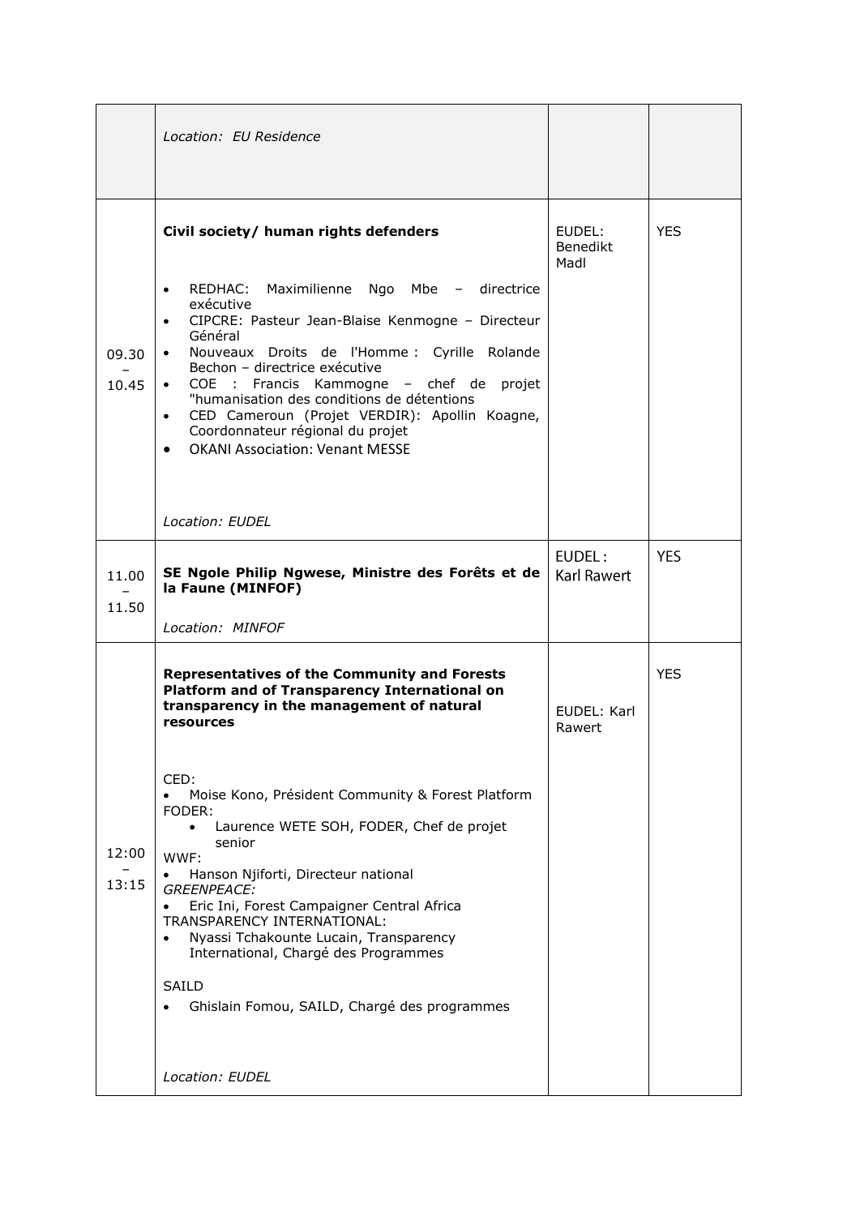| | | | |
|---|---|---|---|
| | *Location: EU Residence* | | |
| 09.30 – 10.45 | **Civil society/ human rights defenders**<br><br>• REDHAC: Maximilienne Ngo Mbe – directrice exécutive<br>• CIPCRE: Pasteur Jean-Blaise Kenmogne – Directeur Général<br>• Nouveaux Droits de l'Homme : Cyrille Rolande Bechon – directrice exécutive<br>• COE : Francis Kammogne – chef de projet "humanisation des conditions de détentions<br>• CED Cameroun (Projet VERDIR): Apollin Koagne, Coordonnateur régional du projet<br>• OKANI Association: Venant MESSE<br><br>*Location: EUDEL* | EUDEL: Benedikt Madl | YES |
| 11.00 – 11.50 | **SE Ngole Philip Ngwese, Ministre des Forêts et de la Faune (MINFOF)**<br><br>*Location: MINFOF* | EUDEL : Karl Rawert | YES |
| 12:00 – 13:15 | **Representatives of the Community and Forests Platform and of Transparency International on transparency in the management of natural resources**<br><br>CED:<br>• Moise Kono, Président Community & Forest Platform<br>FODER:<br>• Laurence WETE SOH, FODER, Chef de projet senior<br>WWF:<br>• Hanson Njiforti, Directeur national<br>*GREENPEACE:*<br>• Eric Ini, Forest Campaigner Central Africa<br>TRANSPARENCY INTERNATIONAL:<br>• Nyassi Tchakounte Lucain, Transparency International, Chargé des Programmes<br><br>SAILD<br>• Ghislain Fomou, SAILD, Chargé des programmes<br><br>*Location: EUDEL* | EUDEL: Karl Rawert | YES |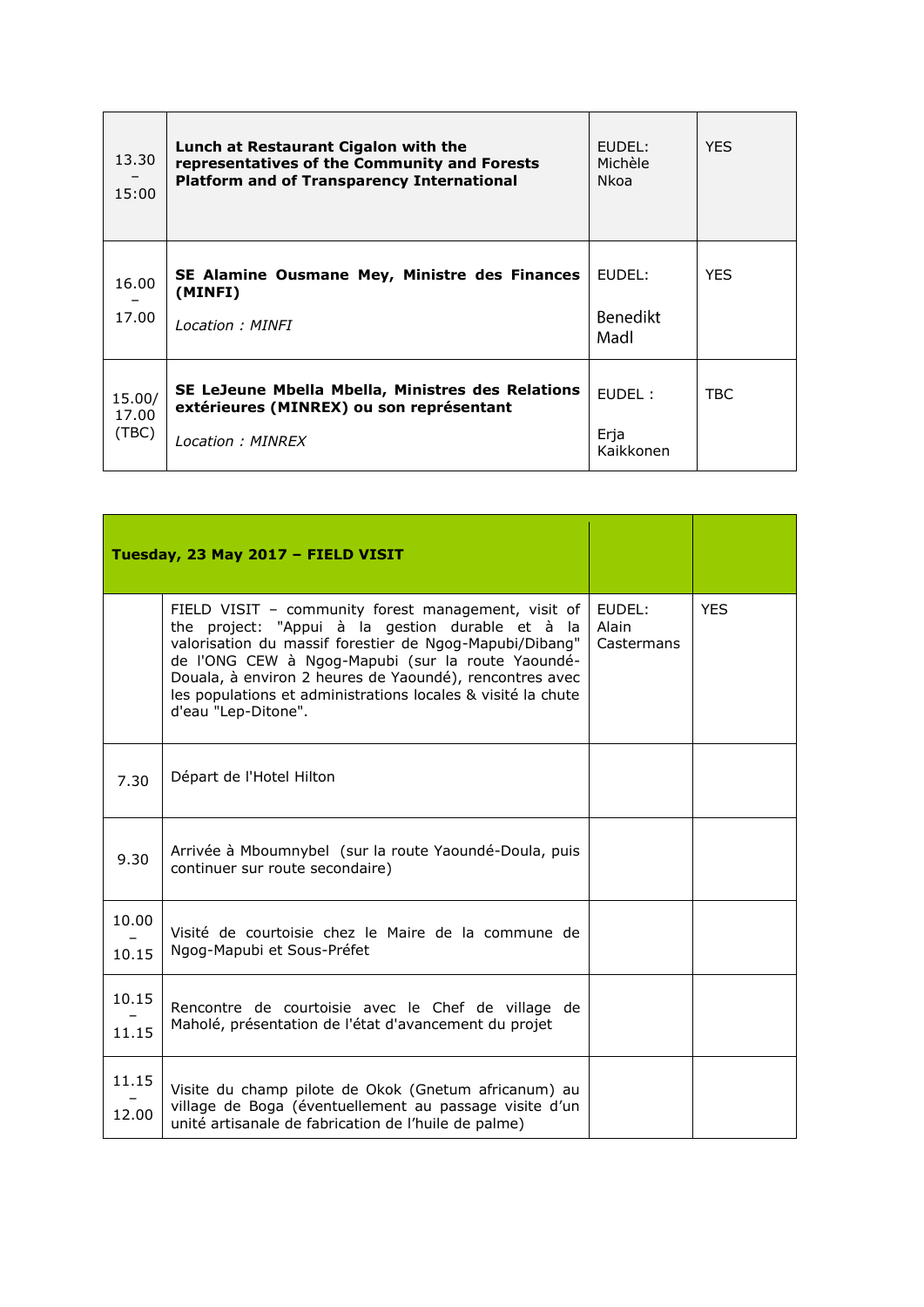| | | | |
|---|---|---|---|
| 13.30 – 15:00 | **Lunch at Restaurant Cigalon with the representatives of the Community and Forests Platform and of Transparency International** | EUDEL: Michèle Nkoa | YES |
| 16.00 – 17.00 | **SE Alamine Ousmane Mey, Ministre des Finances (MINFI)**<br><br>*Location : MINFI* | EUDEL:<br><br>Benedikt Madl | YES |
| 15.00/ 17.00 (TBC) | **SE LeJeune Mbella Mbella, Ministres des Relations extérieures (MINREX) ou son représentant**<br><br>*Location : MINREX* | EUDEL :<br><br>Erja Kaikkonen | TBC |

| **Tuesday, 23 May 2017 – FIELD VISIT** | | | |
|---|---|---|---|
| | FIELD VISIT – community forest management, visit of the project: "Appui à la gestion durable et à la valorisation du massif forestier de Ngog-Mapubi/Dibang" de l'ONG CEW à Ngog-Mapubi (sur la route Yaoundé-Douala, à environ 2 heures de Yaoundé), rencontres avec les populations et administrations locales & visité la chute d'eau "Lep-Ditone". | EUDEL: Alain Castermans | YES |
| 7.30 | Départ de l'Hotel Hilton | | |
| 9.30 | Arrivée à Mboumnybel (sur la route Yaoundé-Doula, puis continuer sur route secondaire) | | |
| 10.00 – 10.15 | Visité de courtoisie chez le Maire de la commune de Ngog-Mapubi et Sous-Préfet | | |
| 10.15 – 11.15 | Rencontre de courtoisie avec le Chef de village de Maholé, présentation de l'état d'avancement du projet | | |
| 11.15 – 12.00 | Visite du champ pilote de Okok (Gnetum africanum) au village de Boga (éventuellement au passage visite d'un unité artisanale de fabrication de l'huile de palme) | | |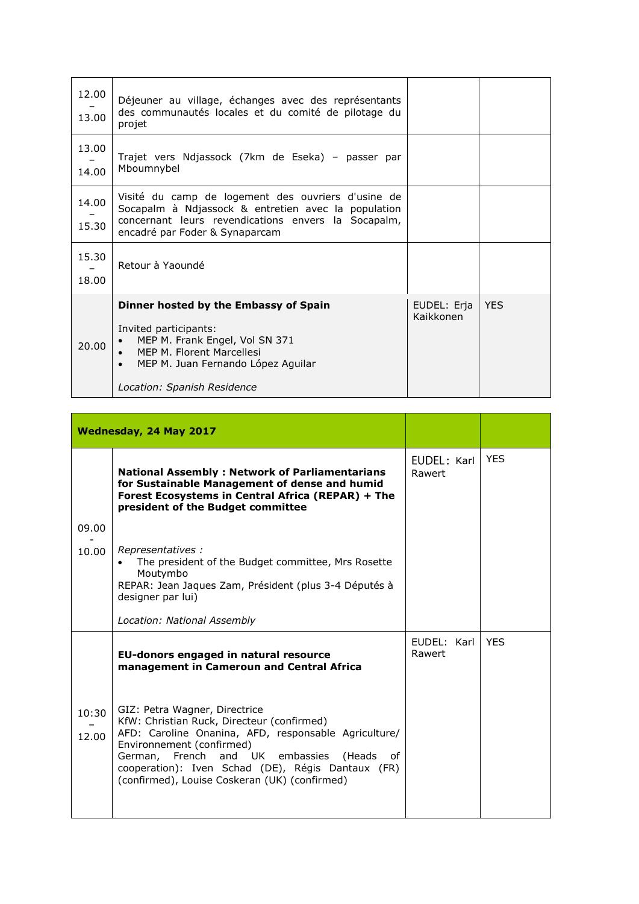| | | | |
|---|---|---|---|
| 12.00 – 13.00 | Déjeuner au village, échanges avec des représentants des communautés locales et du comité de pilotage du projet | | |
| 13.00 – 14.00 | Trajet vers Ndjassock (7km de Eseka) – passer par Mboumnybel | | |
| 14.00 – 15.30 | Visité du camp de logement des ouvriers d'usine de Socapalm à Ndjassock & entretien avec la population concernant leurs revendications envers la Socapalm, encadré par Foder & Synaparcam | | |
| 15.30 – 18.00 | Retour à Yaoundé | | |
| 20.00 | **Dinner hosted by the Embassy of Spain**<br><br>Invited participants:<br>• MEP M. Frank Engel, Vol SN 371<br>• MEP M. Florent Marcellesi<br>• MEP M. Juan Fernando López Aguilar<br><br>*Location: Spanish Residence* | EUDEL: Erja Kaikkonen | YES |

| **Wednesday, 24 May 2017** | | | |
|---|---|---|---|
| 09.00 - 10.00 | **National Assembly : Network of Parliamentarians for Sustainable Management of dense and humid Forest Ecosystems in Central Africa (REPAR) + The president of the Budget committee**<br><br>*Representatives :*<br>• The president of the Budget committee, Mrs Rosette Moutymbo<br>REPAR: Jean Jaques Zam, Président (plus 3-4 Députés à designer par lui)<br><br>*Location: National Assembly* | EUDEL: Karl Rawert | YES |
| 10:30 – 12.00 | **EU-donors engaged in natural resource management in Cameroun and Central Africa**<br><br>GIZ: Petra Wagner, Directrice<br>KfW: Christian Ruck, Directeur (confirmed)<br>AFD: Caroline Onanina, AFD, responsable Agriculture/ Environnement (confirmed)<br>German, French and UK embassies (Heads of cooperation): Iven Schad (DE), Régis Dantaux (FR) (confirmed), Louise Coskeran (UK) (confirmed) | EUDEL: Karl Rawert | YES |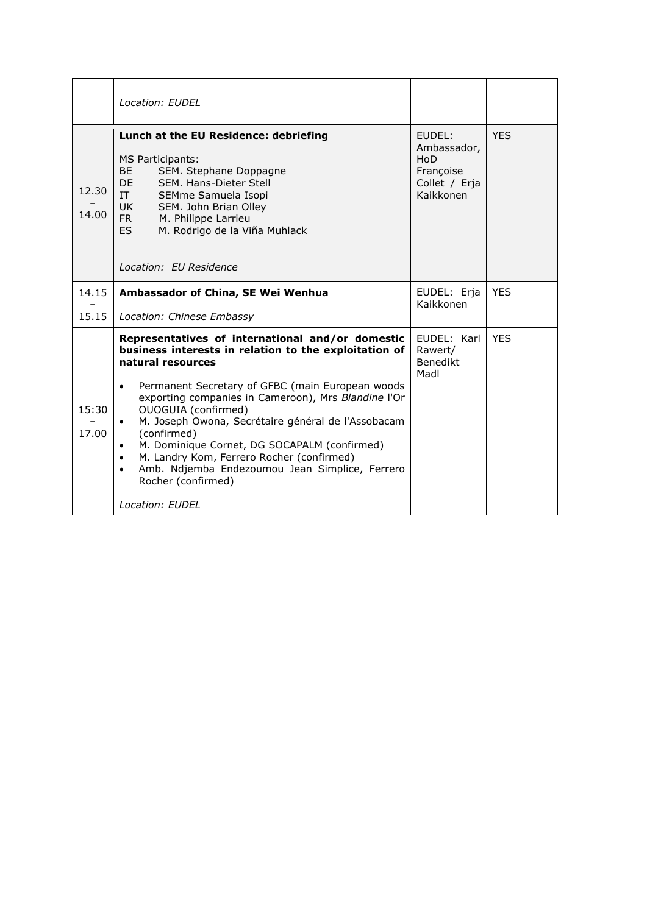| | | | |
|---|---|---|---|
| | *Location: EUDEL* | | |
| 12.30 – 14.00 | **Lunch at the EU Residence: debriefing**<br><br>MS Participants:<br>BE SEM. Stephane Doppagne<br>DE SEM. Hans-Dieter Stell<br>IT SEMme Samuela Isopi<br>UK SEM. John Brian Olley<br>FR M. Philippe Larrieu<br>ES M. Rodrigo de la Viña Muhlack<br><br>*Location: EU Residence* | EUDEL: Ambassador, HoD Françoise Collet / Erja Kaikkonen | YES |
| 14.15 – 15.15 | **Ambassador of China, SE Wei Wenhua**<br><br>*Location: Chinese Embassy* | EUDEL: Erja Kaikkonen | YES |
| 15:30 – 17.00 | **Representatives of international and/or domestic business interests in relation to the exploitation of natural resources**<br><br>• Permanent Secretary of GFBC (main European woods exporting companies in Cameroon), Mrs *Blandine* l'Or OUOGUIA (confirmed)<br>• M. Joseph Owona, Secrétaire général de l'Assobacam (confirmed)<br>• M. Dominique Cornet, DG SOCAPALM (confirmed)<br>• M. Landry Kom, Ferrero Rocher (confirmed)<br>• Amb. Ndjemba Endezoumou Jean Simplice, Ferrero Rocher (confirmed)<br><br>*Location: EUDEL* | EUDEL: Karl Rawert/ Benedikt Madl | YES |